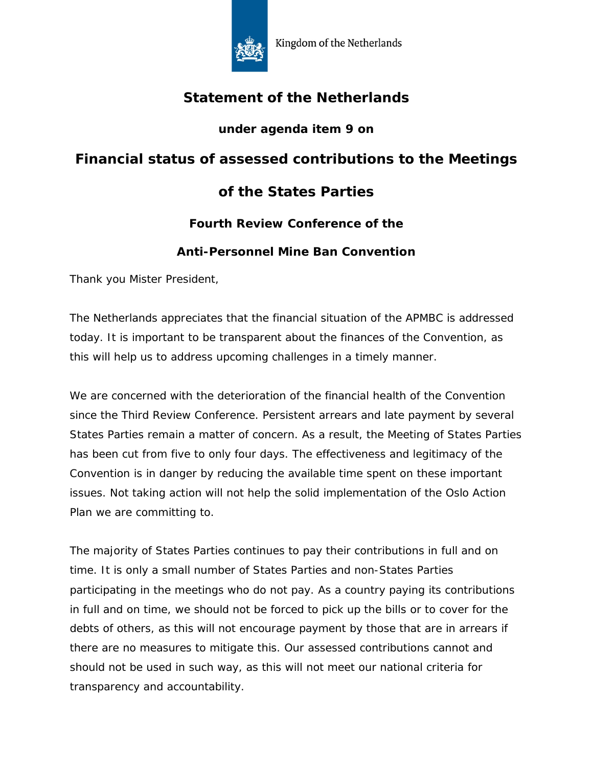Kingdom of the Netherlands

# Statement of the Netherlands

### under agenda item 9 on

## Financial status of assessed contributions to the Meetings of the States Parties

### Fourth Review Conference of the Anti-Personnel Mine Ban Convention

Thank you Mister President,

The Netherlands appreciates that the financial situation of the APMBC is addressed today. It is important to be transparent about the finances of the Convention, as this will help us to address upcoming challenges in a timely manner.

We are concerned with the deterioration of the financial health of the Convention since the Third Review Conference. Persistent arrears and late payment by several States Parties remain a matter of concern. As a result, the Meeting of States Parties has been cut from five to only four days. The effectiveness and legitimacy of the Convention is in danger by reducing the available time spent on these important issues. Not taking action will not help the solid implementation of the Oslo Action Plan we are committing to.

The majority of States Parties continues to pay their contributions in full and on time. It is only a small number of States Parties and non-States Parties participating in the meetings who do not pay. As a country paying its contributions in full and on time, we should not be forced to pick up the bills or to cover for the debts of others, as this will not encourage payment by those that are in arrears if there are no measures to mitigate this. Our assessed contributions cannot and should not be used in such way, as this will not meet our national criteria for transparency and accountability.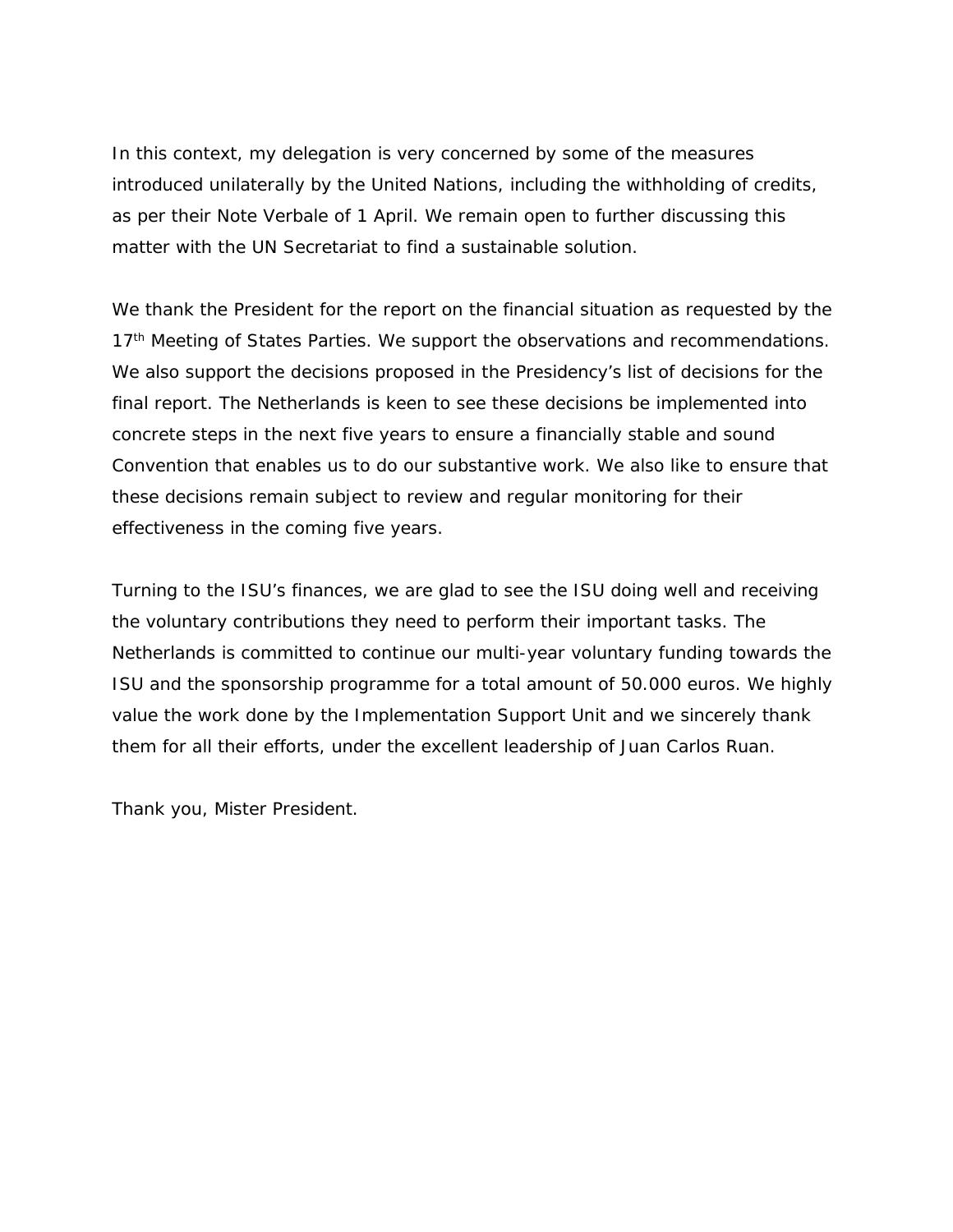In this context, my delegation is very concerned by some of the measures introduced unilaterally by the United Nations, including the withholding of credits, as per their Note Verbale of 1 April. We remain open to further discussing this matter with the UN Secretariat to find a sustainable solution.

We thank the President for the report on the financial situation as requested by the 17th Meeting of States Parties. We support the observations and recommendations. We also support the decisions proposed in the Presidency's list of decisions for the final report. The Netherlands is keen to see these decisions be implemented into concrete steps in the next five years to ensure a financially stable and sound Convention that enables us to do our substantive work. We also like to ensure that these decisions remain subject to review and regular monitoring for their effectiveness in the coming five years.

Turning to the ISU's finances, we are glad to see the ISU doing well and receiving the voluntary contributions they need to perform their important tasks. The Netherlands is committed to continue our multi-year voluntary funding towards the ISU and the sponsorship programme for a total amount of 50.000 euros. We highly value the work done by the Implementation Support Unit and we sincerely thank them for all their efforts, under the excellent leadership of Juan Carlos Ruan.

Thank you, Mister President.